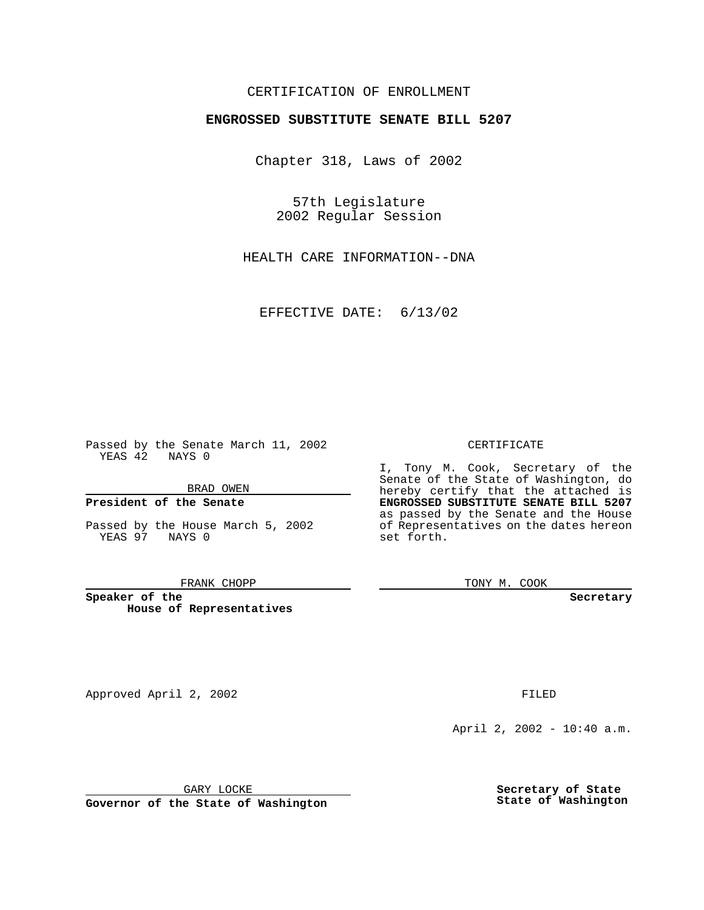CERTIFICATION OF ENROLLMENT

**ENGROSSED SUBSTITUTE SENATE BILL 5207**

Chapter 318, Laws of 2002

57th Legislature
2002 Regular Session

HEALTH CARE INFORMATION--DNA

EFFECTIVE DATE: 6/13/02

Passed by the Senate March 11, 2002
YEAS 42 NAYS 0

BRAD OWEN

**President of the Senate**

Passed by the House March 5, 2002
YEAS 97 NAYS 0

FRANK CHOPP

**Speaker of the House of Representatives**

CERTIFICATE

I, Tony M. Cook, Secretary of the Senate of the State of Washington, do hereby certify that the attached is **ENGROSSED SUBSTITUTE SENATE BILL 5207** as passed by the Senate and the House of Representatives on the dates hereon set forth.

TONY M. COOK

**Secretary**

Approved April 2, 2002

FILED

April 2, 2002 - 10:40 a.m.

GARY LOCKE

**Governor of the State of Washington**

**Secretary of State**
**State of Washington**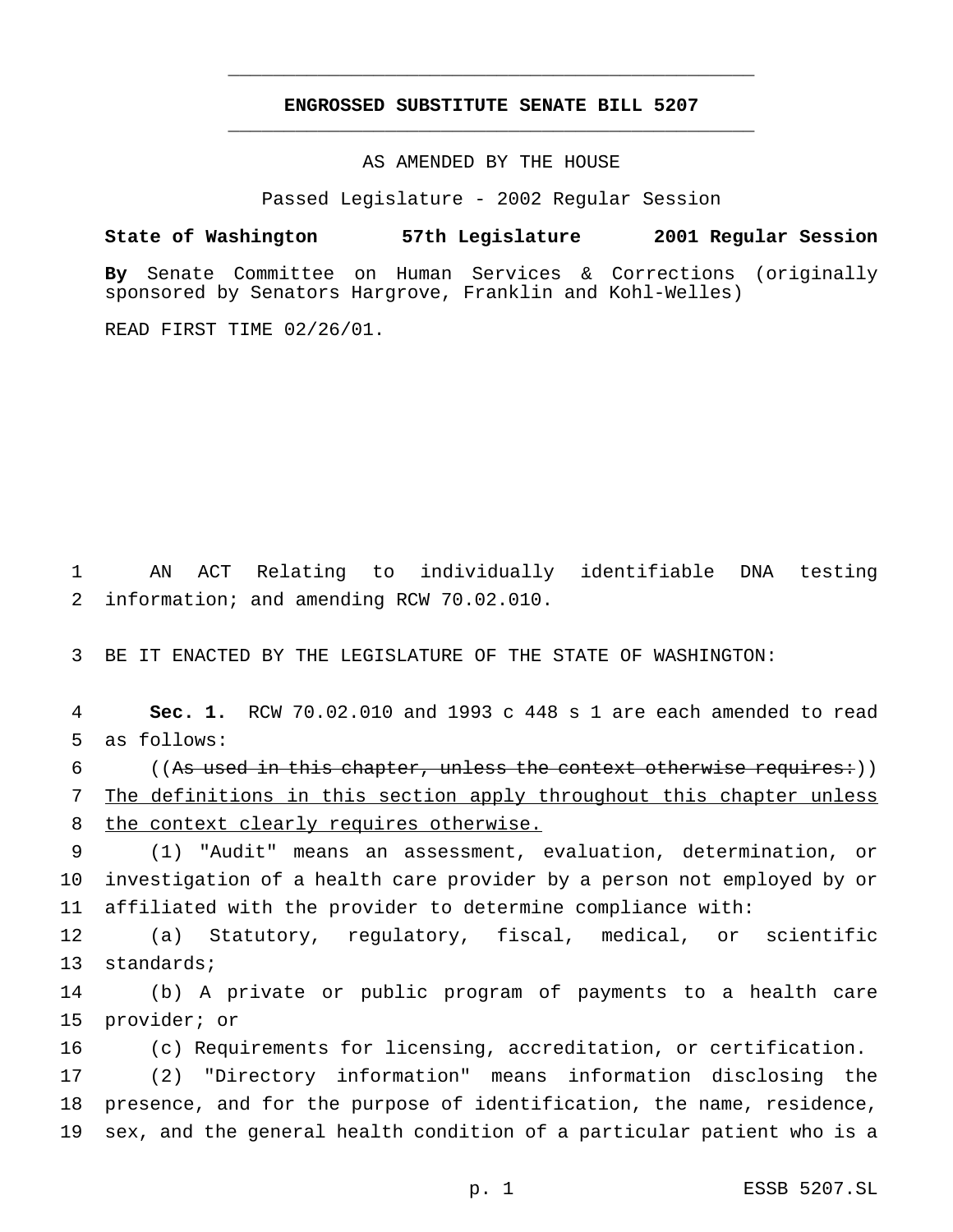# ENGROSSED SUBSTITUTE SENATE BILL 5207

AS AMENDED BY THE HOUSE

Passed Legislature - 2002 Regular Session

**State of Washington 57th Legislature 2001 Regular Session**

**By** Senate Committee on Human Services & Corrections (originally sponsored by Senators Hargrove, Franklin and Kohl-Welles)

READ FIRST TIME 02/26/01.

1 AN ACT Relating to individually identifiable DNA testing
2 information; and amending RCW 70.02.010.

3 BE IT ENACTED BY THE LEGISLATURE OF THE STATE OF WASHINGTON:

4 **Sec. 1.** RCW 70.02.010 and 1993 c 448 s 1 are each amended to read
5 as follows:

6 ((~~As used in this chapter, unless the context otherwise requires:~~))
7 <u>The definitions in this section apply throughout this chapter unless</u>
8 <u>the context clearly requires otherwise.</u>

9 (1) "Audit" means an assessment, evaluation, determination, or
10 investigation of a health care provider by a person not employed by or
11 affiliated with the provider to determine compliance with:

12 (a) Statutory, regulatory, fiscal, medical, or scientific
13 standards;

14 (b) A private or public program of payments to a health care
15 provider; or

16 (c) Requirements for licensing, accreditation, or certification.

17 (2) "Directory information" means information disclosing the
18 presence, and for the purpose of identification, the name, residence,
19 sex, and the general health condition of a particular patient who is a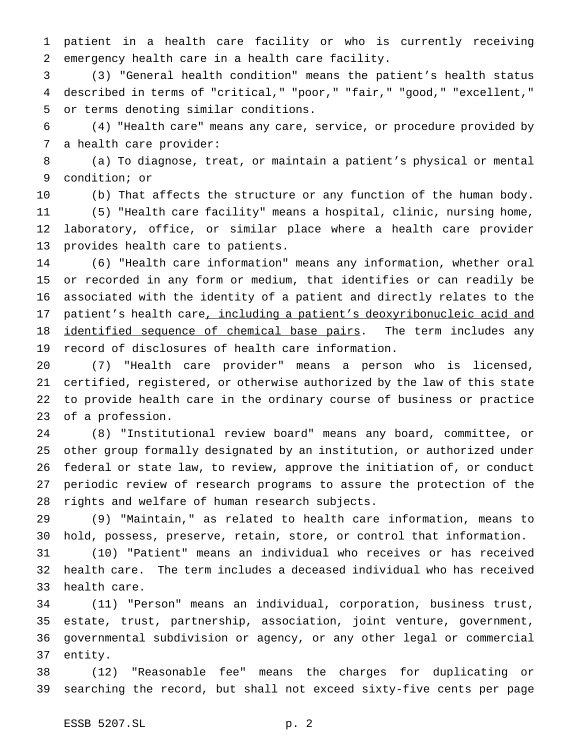patient in a health care facility or who is currently receiving emergency health care in a health care facility.

(3) "General health condition" means the patient's health status described in terms of "critical," "poor," "fair," "good," "excellent," or terms denoting similar conditions.

(4) "Health care" means any care, service, or procedure provided by a health care provider:

(a) To diagnose, treat, or maintain a patient's physical or mental condition; or

(b) That affects the structure or any function of the human body.

(5) "Health care facility" means a hospital, clinic, nursing home, laboratory, office, or similar place where a health care provider provides health care to patients.

(6) "Health care information" means any information, whether oral or recorded in any form or medium, that identifies or can readily be associated with the identity of a patient and directly relates to the patient's health care<u>, including a patient's deoxyribonucleic acid and identified sequence of chemical base pairs</u>. The term includes any record of disclosures of health care information.

(7) "Health care provider" means a person who is licensed, certified, registered, or otherwise authorized by the law of this state to provide health care in the ordinary course of business or practice of a profession.

(8) "Institutional review board" means any board, committee, or other group formally designated by an institution, or authorized under federal or state law, to review, approve the initiation of, or conduct periodic review of research programs to assure the protection of the rights and welfare of human research subjects.

(9) "Maintain," as related to health care information, means to hold, possess, preserve, retain, store, or control that information.

(10) "Patient" means an individual who receives or has received health care. The term includes a deceased individual who has received health care.

(11) "Person" means an individual, corporation, business trust, estate, trust, partnership, association, joint venture, government, governmental subdivision or agency, or any other legal or commercial entity.

(12) "Reasonable fee" means the charges for duplicating or searching the record, but shall not exceed sixty-five cents per page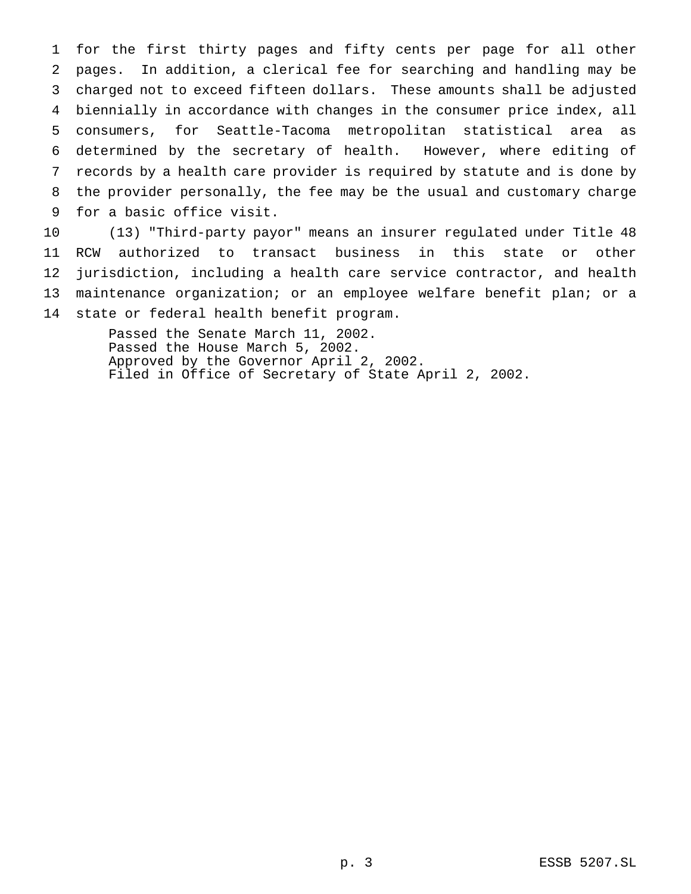for the first thirty pages and fifty cents per page for all other pages. In addition, a clerical fee for searching and handling may be charged not to exceed fifteen dollars. These amounts shall be adjusted biennially in accordance with changes in the consumer price index, all consumers, for Seattle-Tacoma metropolitan statistical area as determined by the secretary of health. However, where editing of records by a health care provider is required by statute and is done by the provider personally, the fee may be the usual and customary charge for a basic office visit.

(13) "Third-party payor" means an insurer regulated under Title 48 RCW authorized to transact business in this state or other jurisdiction, including a health care service contractor, and health maintenance organization; or an employee welfare benefit plan; or a state or federal health benefit program.

Passed the Senate March 11, 2002.
Passed the House March 5, 2002.
Approved by the Governor April 2, 2002.
Filed in Office of Secretary of State April 2, 2002.